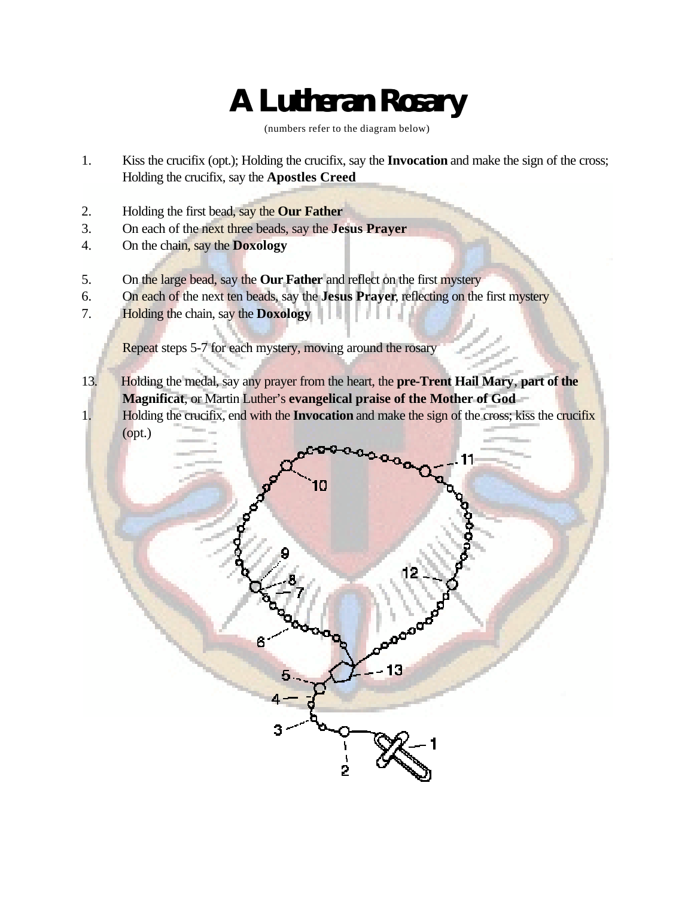# A Lutheran Rosary

(numbers refer to the diagram below)

1. Kiss the crucifix (opt.); Holding the crucifix, say the **Invocation** and make the sign of the cross; Holding the crucifix, say the **Apostles Creed**

2. Holding the first bead, say the **Our Father**
3. On each of the next three beads, say the **Jesus Prayer**
4. On the chain, say the **Doxology**

5. On the large bead, say the **Our Father** and reflect on the first mystery
6. On each of the next ten beads, say the **Jesus Prayer**, reflecting on the first mystery
7. Holding the chain, say the **Doxology**

Repeat steps 5-7 for each mystery, moving around the rosary

13. Holding the medal, say any prayer from the heart, the **pre-Trent Hail Mary**, **part of the Magnificat**, or Martin Luther's **evangelical praise of the Mother of God**
1. Holding the crucifix, end with the **Invocation** and make the sign of the cross; kiss the crucifix (opt.)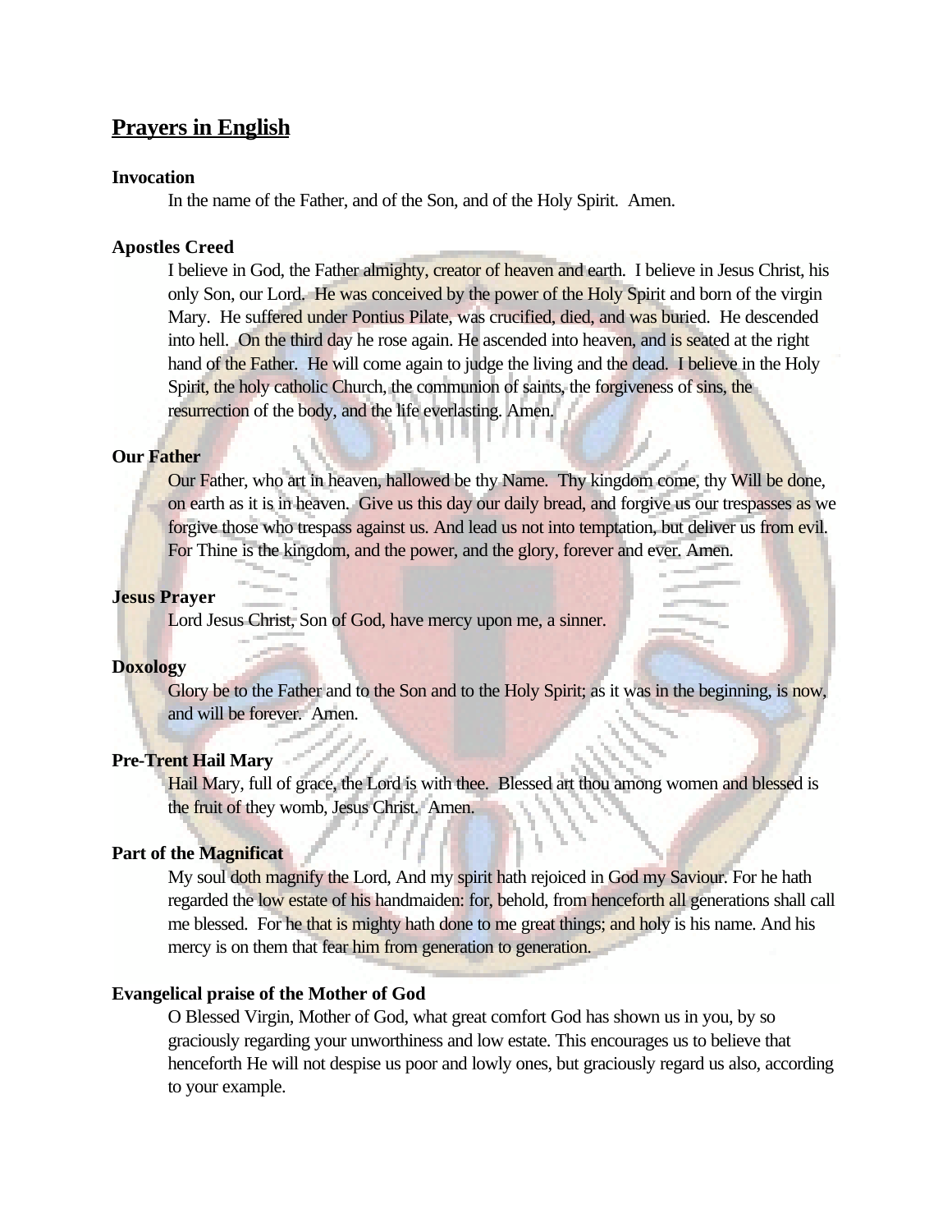## Prayers in English

**Invocation**

In the name of the Father, and of the Son, and of the Holy Spirit. Amen.

**Apostles Creed**

I believe in God, the Father almighty, creator of heaven and earth. I believe in Jesus Christ, his only Son, our Lord. He was conceived by the power of the Holy Spirit and born of the virgin Mary. He suffered under Pontius Pilate, was crucified, died, and was buried. He descended into hell. On the third day he rose again. He ascended into heaven, and is seated at the right hand of the Father. He will come again to judge the living and the dead. I believe in the Holy Spirit, the holy catholic Church, the communion of saints, the forgiveness of sins, the resurrection of the body, and the life everlasting. Amen.

**Our Father**

Our Father, who art in heaven, hallowed be thy Name. Thy kingdom come, thy Will be done, on earth as it is in heaven. Give us this day our daily bread, and forgive us our trespasses as we forgive those who trespass against us. And lead us not into temptation, but deliver us from evil. For Thine is the kingdom, and the power, and the glory, forever and ever. Amen.

**Jesus Prayer**

Lord Jesus Christ, Son of God, have mercy upon me, a sinner.

**Doxology**

Glory be to the Father and to the Son and to the Holy Spirit; as it was in the beginning, is now, and will be forever. Amen.

**Pre-Trent Hail Mary**

Hail Mary, full of grace, the Lord is with thee. Blessed art thou among women and blessed is the fruit of they womb, Jesus Christ. Amen.

**Part of the Magnificat**

My soul doth magnify the Lord, And my spirit hath rejoiced in God my Saviour. For he hath regarded the low estate of his handmaiden: for, behold, from henceforth all generations shall call me blessed. For he that is mighty hath done to me great things; and holy is his name. And his mercy is on them that fear him from generation to generation.

**Evangelical praise of the Mother of God**

O Blessed Virgin, Mother of God, what great comfort God has shown us in you, by so graciously regarding your unworthiness and low estate. This encourages us to believe that henceforth He will not despise us poor and lowly ones, but graciously regard us also, according to your example.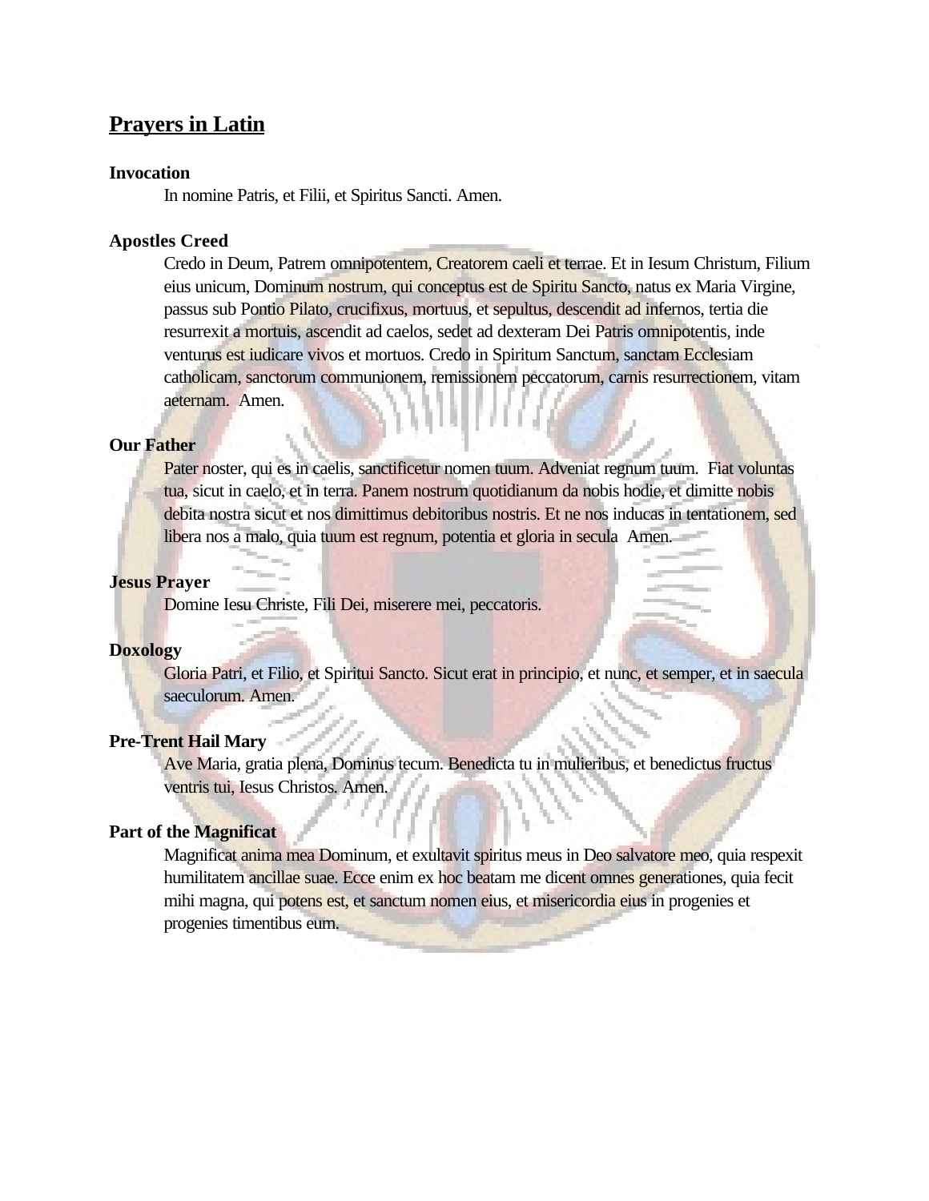## Prayers in Latin

**Invocation**

In nomine Patris, et Filii, et Spiritus Sancti. Amen.

**Apostles Creed**

Credo in Deum, Patrem omnipotentem, Creatorem caeli et terrae. Et in Iesum Christum, Filium eius unicum, Dominum nostrum, qui conceptus est de Spiritu Sancto, natus ex Maria Virgine, passus sub Pontio Pilato, crucifixus, mortuus, et sepultus, descendit ad infernos, tertia die resurrexit a mortuis, ascendit ad caelos, sedet ad dexteram Dei Patris omnipotentis, inde venturus est iudicare vivos et mortuos. Credo in Spiritum Sanctum, sanctam Ecclesiam catholicam, sanctorum communionem, remissionem peccatorum, carnis resurrectionem, vitam aeternam. Amen.

**Our Father**

Pater noster, qui es in caelis, sanctificetur nomen tuum. Adveniat regnum tuum. Fiat voluntas tua, sicut in caelo, et in terra. Panem nostrum quotidianum da nobis hodie, et dimitte nobis debita nostra sicut et nos dimittimus debitoribus nostris. Et ne nos inducas in tentationem, sed libera nos a malo, quia tuum est regnum, potentia et gloria in secula Amen.

**Jesus Prayer**

Domine Iesu Christe, Fili Dei, miserere mei, peccatoris.

**Doxology**

Gloria Patri, et Filio, et Spiritui Sancto. Sicut erat in principio, et nunc, et semper, et in saecula saeculorum. Amen.

**Pre-Trent Hail Mary**

Ave Maria, gratia plena, Dominus tecum. Benedicta tu in mulieribus, et benedictus fructus ventris tui, Iesus Christos. Amen.

**Part of the Magnificat**

Magnificat anima mea Dominum, et exultavit spiritus meus in Deo salvatore meo, quia respexit humilitatem ancillae suae. Ecce enim ex hoc beatam me dicent omnes generationes, quia fecit mihi magna, qui potens est, et sanctum nomen eius, et misericordia eius in progenies et progenies timentibus eum.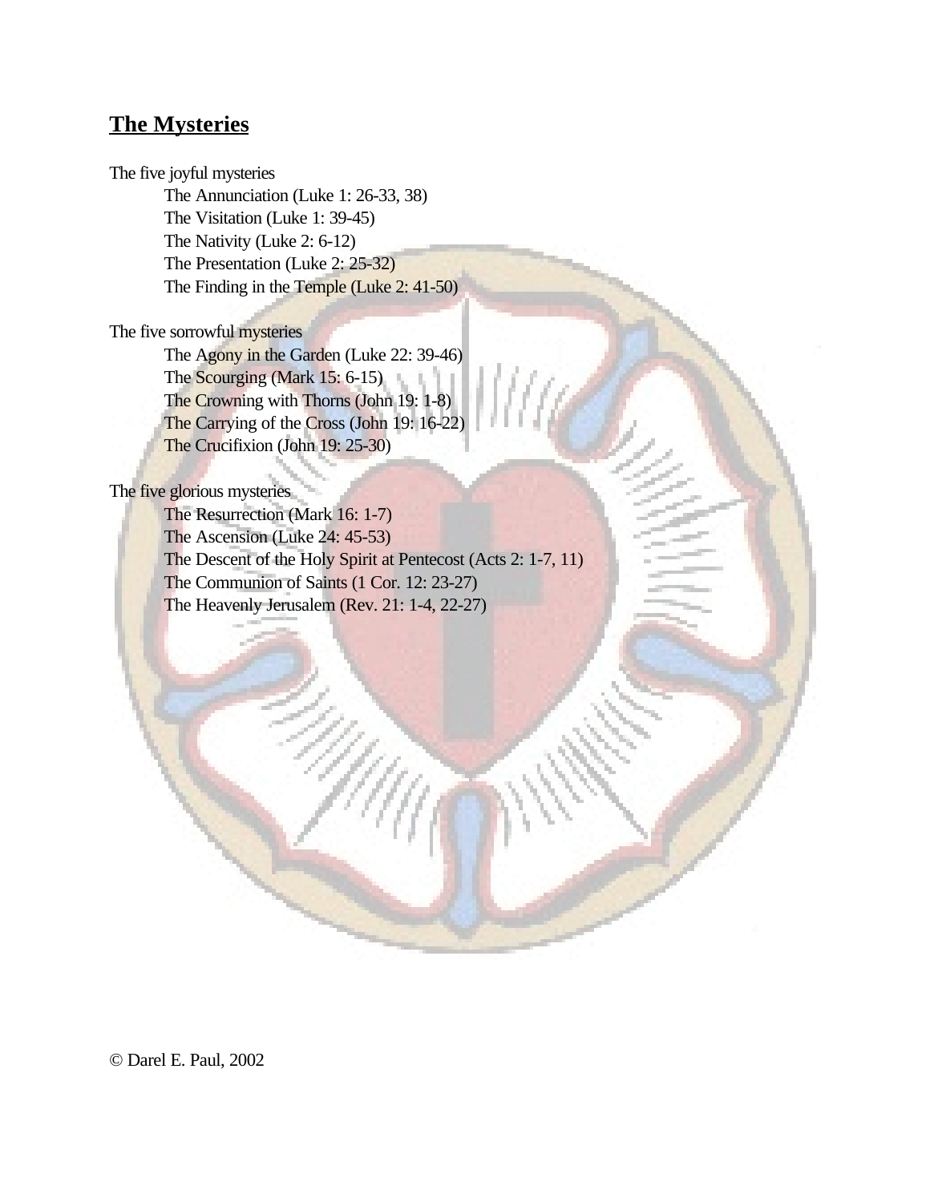## **The Mysteries**

The five joyful mysteries

- The Annunciation (Luke 1: 26-33, 38)
- The Visitation (Luke 1: 39-45)
- The Nativity (Luke 2: 6-12)
- The Presentation (Luke 2: 25-32)
- The Finding in the Temple (Luke 2: 41-50)

The five sorrowful mysteries

- The Agony in the Garden (Luke 22: 39-46)
- The Scourging (Mark 15: 6-15)
- The Crowning with Thorns (John 19: 1-8)
- The Carrying of the Cross (John 19: 16-22)
- The Crucifixion (John 19: 25-30)

The five glorious mysteries

- The Resurrection (Mark 16: 1-7)
- The Ascension (Luke 24: 45-53)
- The Descent of the Holy Spirit at Pentecost (Acts 2: 1-7, 11)
- The Communion of Saints (1 Cor. 12: 23-27)
- The Heavenly Jerusalem (Rev. 21: 1-4, 22-27)

© Darel E. Paul, 2002